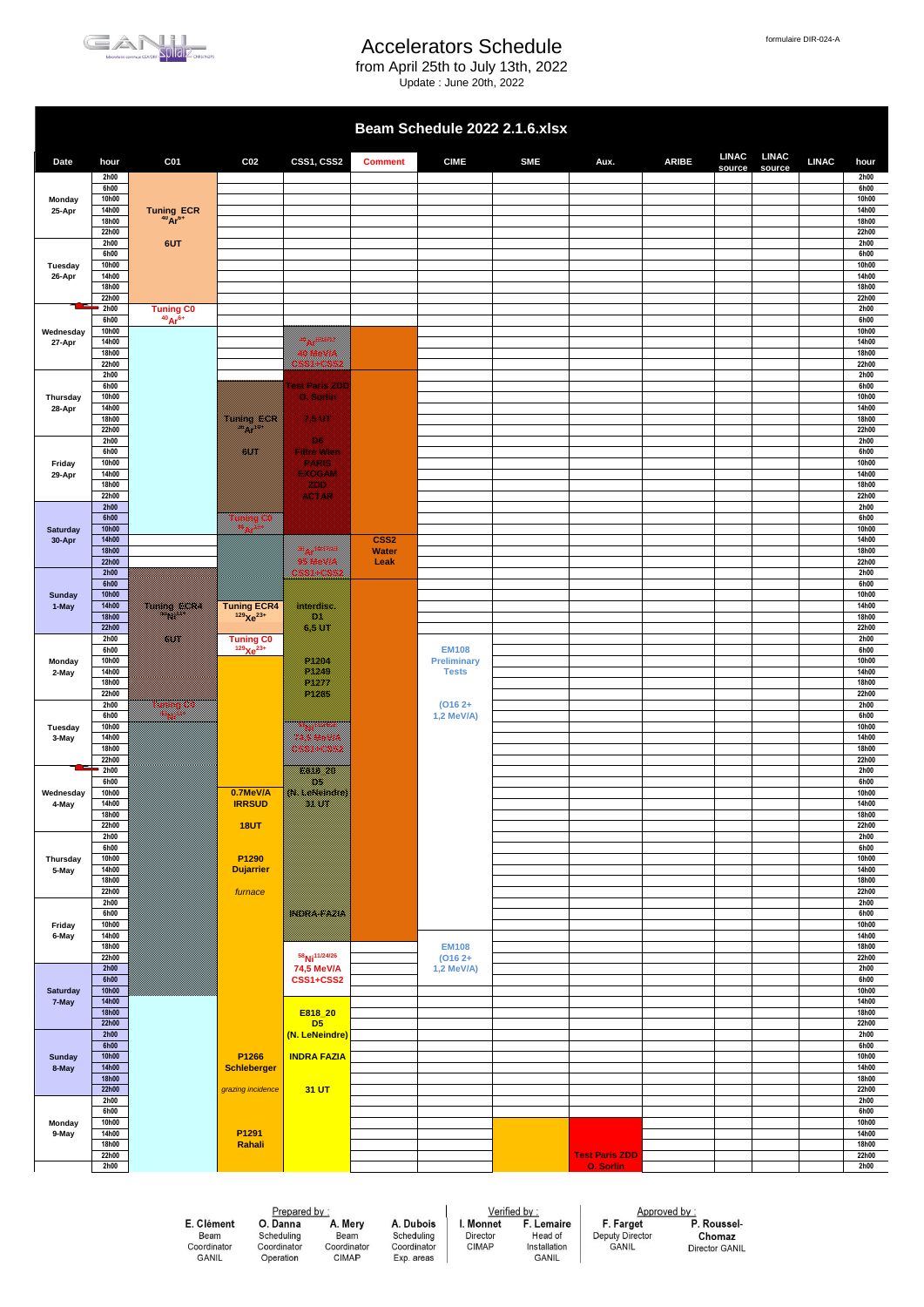# Accelerators Schedule

from April 25th to July 13th, 2022

Update : June 20th, 2022

formulaire DIR-024-A

## Beam Schedule 2022 2.1.6.xlsx

| Date | hour | C01 | C02 | CSS1, CSS2 | Comment | CIME | SME | Aux. | ARIBE | LINAC source | LINAC source | LINAC | hour |
|---|---|---|---|---|---|---|---|---|---|---|---|---|---|
| Monday 25-Apr | 2h00–22h00 | Tuning ECR $^{40}Ar^{8+}$ 6UT | | | | | | | | | | | 2h00–22h00 |
| Tuesday 26-Apr | 2h00–22h00 | | | | | | | | | | | | 2h00–22h00 |
| Wednesday 27-Apr | 2h00–22h00 | Tuning C0 $^{40}Ar^{8+}$ | | Tuning CSS1+CSS2 | | | | | | | | | 2h00–22h00 |
| Thursday 28-Apr | 2h00–22h00 | | Tuning ECR $^{40}Ar$ | Test Paris ZDD O. Sorlin; 7,5 UT | | | | | | | | | 2h00–22h00 |
| Friday 29-Apr | 2h00–22h00 | | 6UT | D6 E866 A-A2 PARIS EXOGAM CAT ACTAR | | | | | | | | | 2h00–22h00 |
| Saturday 30-Apr | 2h00–22h00 | | Tuning C0 $^{40}Ar$ | | CSS2 Water Leak | | | | | | | | 2h00–22h00 |
| Sunday 1-May | 2h00–22h00 | Tuning ECR4 $^{58}Ni$ 6UT | Tuning ECR4 $^{129}Xe^{23+}$ | Irradiation D1 6,5 UT | | | | | | | | | 2h00–22h00 |
| Monday 2-May | 2h00–22h00 | | Tuning C0 $^{129}Xe^{23+}$ | P1294 P1299 P1273 ... | | EM108 Preliminary Tests | | | | | | | 2h00–22h00 |
| Tuesday 3-May | 2h00–22h00 | Tuning C0 $^{58}Ni$ | | $^{58}Ni$ 74,5 MeV/A CSS1+CSS2 | | (O16 2+ 1,2 MeV/A) | | | | | | | 2h00–22h00 |
| Wednesday 4-May | 2h00–22h00 | | 0.7MeV/A IRRSUD 18UT | E818_20 D5 (N. LeNeindre) 31 UT | | | | | | | | | 2h00–22h00 |
| Thursday 5-May | 2h00–22h00 | | P1290 Dujarrier *furnace* | | | | | | | | | | 2h00–22h00 |
| Friday 6-May | 2h00–22h00 | | | INDRA FAZIA; $^{58}Ni^{11/24/26}$ 74,5 MeV/A CSS1+CSS2 | | EM108 (O16 2+ 1,2 MeV/A) | | | | | | | 2h00–22h00 |
| Saturday 7-May | 2h00–22h00 | | | E818_20 D5 (N. LeNeindre) | | | | | | | | | 2h00–22h00 |
| Sunday 8-May | 2h00–22h00 | | P1266 Schleberger *grazing incidence* | INDRA FAZIA 31 UT | | | | | | | | | 2h00–22h00 |
| Monday 9-May | 2h00–22h00 | | P1291 Rahali | | | | | Test Paris ZDD O. Sorlin | | | | | 2h00–22h00 |

| Prepared by : | | | | Verified by : | | Approved by : | |
|---|---|---|---|---|---|---|---|
| E. Clément | O. Danna | A. Mery | A. Dubois | I. Monnet | F. Lemaire | F. Farget | P. Roussel-Chomaz |
| Beam Coordinator GANIL | Scheduling Coordinator Operation | Beam Coordinator CIMAP | Scheduling Coordinator Exp. areas | Director CIMAP | Head of Installation GANIL | Deputy Director GANIL | Director GANIL |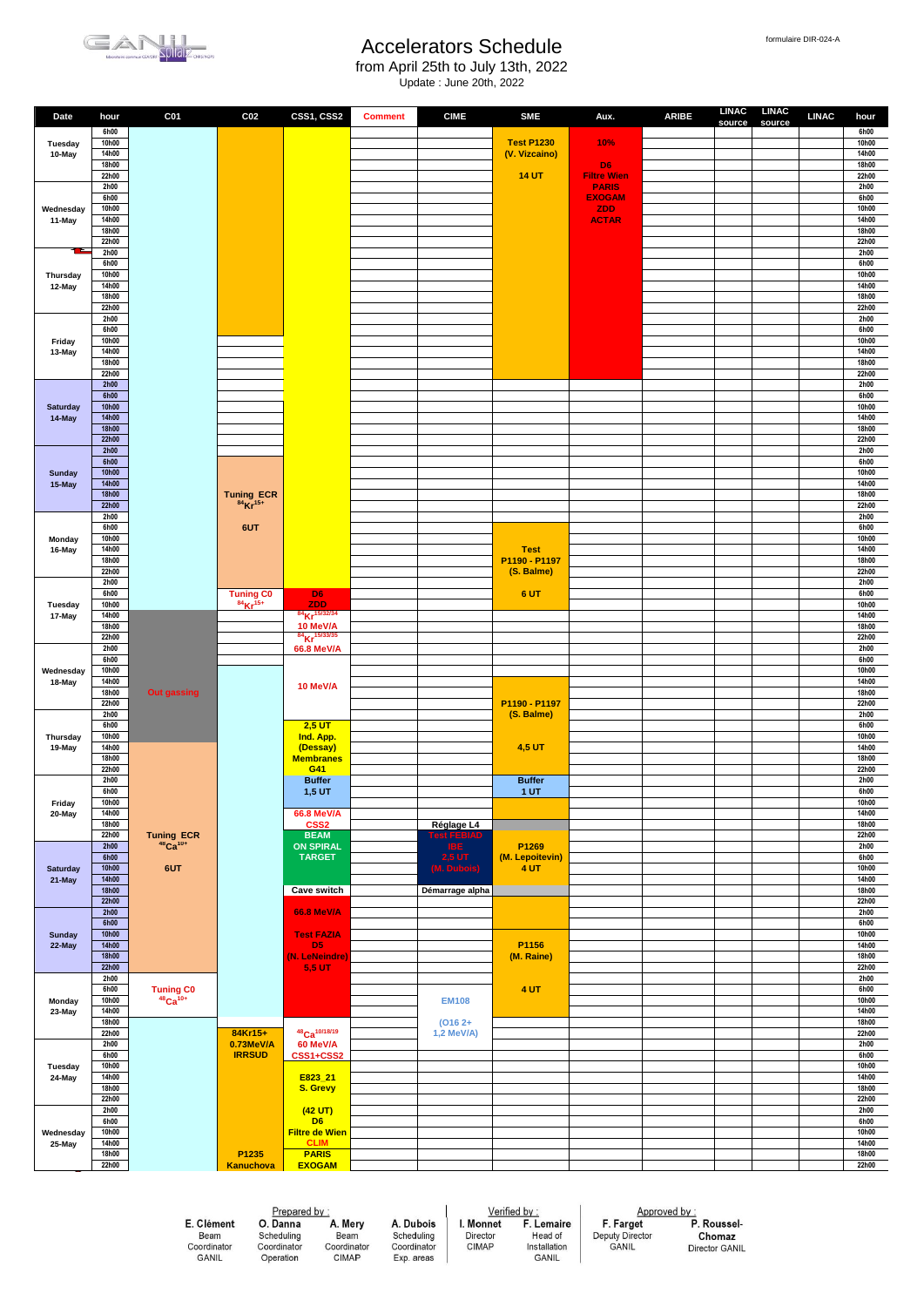formulaire DIR-024-A

# Accelerators Schedule

from April 25th to July 13th, 2022

Update : June 20th, 2022

| Date | hour | C01 | C02 | CSS1, CSS2 | Comment | CIME | SME | Aux. | ARIBE | LINAC source | LINAC source | LINAC | hour |
|---|---|---|---|---|---|---|---|---|---|---|---|---|---|
| Tuesday 10-May | 6h00 | | | | | | | | | | | | 6h00 |
| | 10h00 | | | | | | Test P1230 | 10% | | | | | 10h00 |
| | 14h00 | | | | | | (V. Vizcaino) | | | | | | 14h00 |
| | 18h00 | | | | | | | D5 | | | | | 18h00 |
| | 22h00 | | | | | | 14 UT | Filtre Wien | | | | | 22h00 |
| Wednesday 11-May | 2h00 | | | | | | | PARIS | | | | | 2h00 |
| | 6h00 | | | | | | | EXOGAM | | | | | 6h00 |
| | 10h00 | | | | | | | ZDD | | | | | 10h00 |
| | 14h00 | | | | | | | ACTAR | | | | | 14h00 |
| | 18h00 | | | | | | | | | | | | 18h00 |
| | 22h00 | | | | | | | | | | | | 22h00 |
| Thursday 12-May | 2h00 | | | | | | | | | | | | 2h00 |
| | 6h00 | | | | | | | | | | | | 6h00 |
| | 10h00 | | | | | | | | | | | | 10h00 |
| | 14h00 | | | | | | | | | | | | 14h00 |
| | 18h00 | | | | | | | | | | | | 18h00 |
| | 22h00 | | | | | | | | | | | | 22h00 |
| Friday 13-May | 2h00 | | | | | | | | | | | | 2h00 |
| | 6h00 | | | | | | | | | | | | 6h00 |
| | 10h00 | | | | | | | | | | | | 10h00 |
| | 14h00 | | | | | | | | | | | | 14h00 |
| | 18h00 | | | | | | | | | | | | 18h00 |
| | 22h00 | | | | | | | | | | | | 22h00 |
| Saturday 14-May | 2h00 | | | | | | | | | | | | 2h00 |
| | 6h00 | | | | | | | | | | | | 6h00 |
| | 10h00 | | | | | | | | | | | | 10h00 |
| | 14h00 | | | | | | | | | | | | 14h00 |
| | 18h00 | | | | | | | | | | | | 18h00 |
| | 22h00 | | | | | | | | | | | | 22h00 |
| Sunday 15-May | 2h00 | | | | | | | | | | | | 2h00 |
| | 6h00 | | | | | | | | | | | | 6h00 |
| | 10h00 | | | | | | | | | | | | 10h00 |
| | 14h00 | | | | | | | | | | | | 14h00 |
| | 18h00 | | Tuning ECR | | | | | | | | | | 18h00 |
| | 22h00 | | $^{84}Kr^{15+}$ | | | | | | | | | | 22h00 |
| Monday 16-May | 2h00 | | | | | | | | | | | | 2h00 |
| | 6h00 | | 6UT | | | | | | | | | | 6h00 |
| | 10h00 | | | | | | | | | | | | 10h00 |
| | 14h00 | | | | | | Test | | | | | | 14h00 |
| | 18h00 | | | | | | P1190 - P1197 | | | | | | 18h00 |
| | 22h00 | | | | | | (S. Balme) | | | | | | 22h00 |
| Tuesday 17-May | 2h00 | | | | | | | | | | | | 2h00 |
| | 6h00 | | Tuning C0 | D6 | | | 6 UT | | | | | | 6h00 |
| | 10h00 | | $^{84}Kr^{15+}$ | ZDD | | | | | | | | | 10h00 |
| | 14h00 | | | $^{84}Kr^{15/32/34}$ | | | | | | | | | 14h00 |
| | 18h00 | | | 10 MeV/A | | | | | | | | | 18h00 |
| | 22h00 | | | $^{84}Kr^{15/33/35}$ | | | | | | | | | 22h00 |
| Wednesday 18-May | 2h00 | | | 66.8 MeV/A | | | | | | | | | 2h00 |
| | 6h00 | | | | | | | | | | | | 6h00 |
| | 10h00 | | | | | | | | | | | | 10h00 |
| | 14h00 | | | 10 MeV/A | | | | | | | | | 14h00 |
| | 18h00 | Out gassing | | | | | | | | | | | 18h00 |
| | 22h00 | | | | | | P1190 - P1197 | | | | | | 22h00 |
| Thursday 19-May | 2h00 | | | | | | (S. Balme) | | | | | | 2h00 |
| | 6h00 | | | 2,5 UT | | | | | | | | | 6h00 |
| | 10h00 | | | Ind. App. | | | | | | | | | 10h00 |
| | 14h00 | | | (Dessay) | | | 4,5 UT | | | | | | 14h00 |
| | 18h00 | | | Membranes | | | | | | | | | 18h00 |
| | 22h00 | | | G41 | | | | | | | | | 22h00 |
| Friday 20-May | 2h00 | | | Buffer | | | Buffer | | | | | | 2h00 |
| | 6h00 | | | 1,5 UT | | | 1 UT | | | | | | 6h00 |
| | 10h00 | | | | | | | | | | | | 10h00 |
| | 14h00 | | | 66.8 MeV/A | | | | | | | | | 14h00 |
| | 18h00 | | | CSS2 | | Réglage L4 | | | | | | | 18h00 |
| | 22h00 | Tuning ECR | | BEAM | | Test FEBIAD | | | | | | | 22h00 |
| Saturday 21-May | 2h00 | $^{48}Ca^{10+}$ | | ON SPIRAL | | IBE | P1269 | | | | | | 2h00 |
| | 6h00 | | | TARGET | | 2,5 UT | (M. Lepoitevin) | | | | | | 6h00 |
| | 10h00 | 6UT | | | | (M. Dubois) | 4 UT | | | | | | 10h00 |
| | 14h00 | | | | | | | | | | | | 14h00 |
| | 18h00 | | | Cave switch | | Démarrage alpha | | | | | | | 18h00 |
| | 22h00 | | | | | | | | | | | | 22h00 |
| Sunday 22-May | 2h00 | | | 66.8 MeV/A | | | | | | | | | 2h00 |
| | 6h00 | | | | | | | | | | | | 6h00 |
| | 10h00 | | | Test FAZIA | | | | | | | | | 10h00 |
| | 14h00 | | | D5 | | | P1156 | | | | | | 14h00 |
| | 18h00 | | | (N. LeNeindre) | | | (M. Raine) | | | | | | 18h00 |
| | 22h00 | | | 5,5 UT | | | | | | | | | 22h00 |
| Monday 23-May | 2h00 | | | | | | | | | | | | 2h00 |
| | 6h00 | Tuning C0 | | | | | 4 UT | | | | | | 6h00 |
| | 10h00 | $^{48}Ca^{10+}$ | | | | EM108 | | | | | | | 10h00 |
| | 14h00 | | | | | | | | | | | | 14h00 |
| | 18h00 | | | | | (O16 2+ | | | | | | | 18h00 |
| | 22h00 | | 84Kr15+ | $^{48}Ca^{10/18/19}$ | | 1,2 MeV/A) | | | | | | | 22h00 |
| Tuesday 24-May | 2h00 | | 0.73MeV/A | 60 MeV/A | | | | | | | | | 2h00 |
| | 6h00 | | IRRSUD | CSS1+CSS2 | | | | | | | | | 6h00 |
| | 10h00 | | | | | | | | | | | | 10h00 |
| | 14h00 | | | E823_21 | | | | | | | | | 14h00 |
| | 18h00 | | | S. Grevy | | | | | | | | | 18h00 |
| | 22h00 | | | | | | | | | | | | 22h00 |
| Wednesday 25-May | 2h00 | | | (42 UT) | | | | | | | | | 2h00 |
| | 6h00 | | | D6 | | | | | | | | | 6h00 |
| | 10h00 | | | Filtre de Wien | | | | | | | | | 10h00 |
| | 14h00 | | | CLIM | | | | | | | | | 14h00 |
| | 18h00 | | P1235 | PARIS | | | | | | | | | 18h00 |
| | 22h00 | | Kanuchova | EXOGAM | | | | | | | | | 22h00 |

Prepared by :

| E. Clément | O. Danna | A. Mery | A. Dubois |
|---|---|---|---|
| Beam Coordinator GANIL | Scheduling Coordinator Operation | Beam Coordinator CIMAP | Scheduling Coordinator Exp. areas |

Verified by :

| I. Monnet | F. Lemaire |
|---|---|
| Director CIMAP | Head of Installation GANIL |

Approved by :

| F. Farget | P. Roussel-Chomaz |
|---|---|
| Deputy Director GANIL | Director GANIL |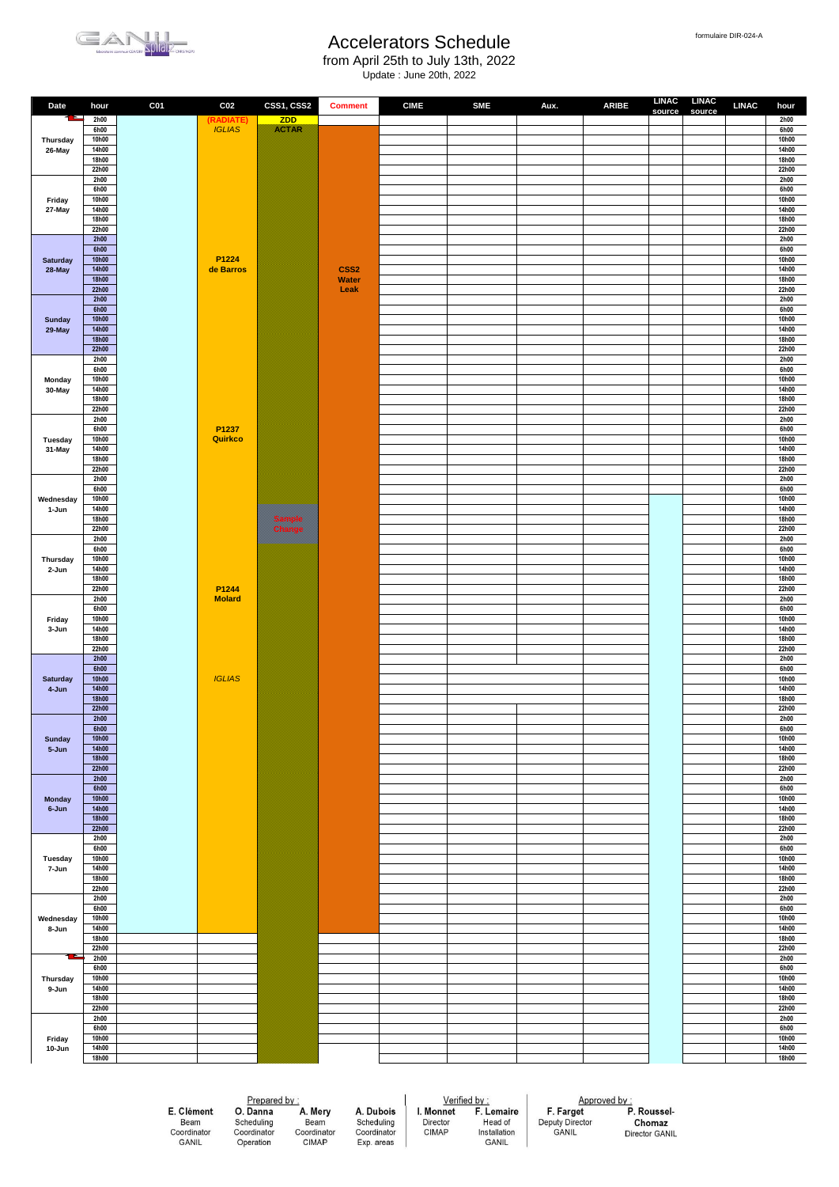formulaire DIR-024-A

# Accelerators Schedule

from April 25th to July 13th, 2022

Update : June 20th, 2022

| Date | hour | C01 | C02 | CSS1, CSS2 | Comment | CIME | SME | Aux. | ARIBE | LINAC source | LINAC source | LINAC | hour |
|---|---|---|---|---|---|---|---|---|---|---|---|---|---|
| Thursday 26-May | 2h00 | | (RADIATE) | ZDD | | | | | | | | | 2h00 |
| | 6h00 | | IGLIAS | ACTAR | | | | | | | | | 6h00 |
| | 10h00 | | | | | | | | | | | | 10h00 |
| | 14h00 | | | | | | | | | | | | 14h00 |
| | 18h00 | | | | | | | | | | | | 18h00 |
| | 22h00 | | | | | | | | | | | | 22h00 |
| Friday 27-May | 2h00 | | | | | | | | | | | | 2h00 |
| | 6h00 | | | | | | | | | | | | 6h00 |
| | 10h00 | | | | | | | | | | | | 10h00 |
| | 14h00 | | | | | | | | | | | | 14h00 |
| | 18h00 | | | | | | | | | | | | 18h00 |
| | 22h00 | | | | | | | | | | | | 22h00 |
| Saturday 28-May | 2h00 | | | | | | | | | | | | 2h00 |
| | 6h00 | | | | | | | | | | | | 6h00 |
| | 10h00 | | P1224 | | | | | | | | | | 10h00 |
| | 14h00 | | de Barros | | CSS2 | | | | | | | | 14h00 |
| | 18h00 | | | | Water | | | | | | | | 18h00 |
| | 22h00 | | | | Leak | | | | | | | | 22h00 |
| Sunday 29-May | 2h00 | | | | | | | | | | | | 2h00 |
| | 6h00 | | | | | | | | | | | | 6h00 |
| | 10h00 | | | | | | | | | | | | 10h00 |
| | 14h00 | | | | | | | | | | | | 14h00 |
| | 18h00 | | | | | | | | | | | | 18h00 |
| | 22h00 | | | | | | | | | | | | 22h00 |
| Monday 30-May | 2h00 | | | | | | | | | | | | 2h00 |
| | 6h00 | | | | | | | | | | | | 6h00 |
| | 10h00 | | | | | | | | | | | | 10h00 |
| | 14h00 | | | | | | | | | | | | 14h00 |
| | 18h00 | | | | | | | | | | | | 18h00 |
| | 22h00 | | | | | | | | | | | | 22h00 |
| Tuesday 31-May | 2h00 | | | | | | | | | | | | 2h00 |
| | 6h00 | | P1237 | | | | | | | | | | 6h00 |
| | 10h00 | | Quirkco | | | | | | | | | | 10h00 |
| | 14h00 | | | | | | | | | | | | 14h00 |
| | 18h00 | | | | | | | | | | | | 18h00 |
| | 22h00 | | | | | | | | | | | | 22h00 |
| Wednesday 1-Jun | 2h00 | | | | | | | | | | | | 2h00 |
| | 6h00 | | | | | | | | | | | | 6h00 |
| | 10h00 | | | | | | | | | | | | 10h00 |
| | 14h00 | | | | | | | | | | | | 14h00 |
| | 18h00 | | | Sample | | | | | | | | | 18h00 |
| | 22h00 | | | Change | | | | | | | | | 22h00 |
| Thursday 2-Jun | 2h00 | | | | | | | | | | | | 2h00 |
| | 6h00 | | | | | | | | | | | | 6h00 |
| | 10h00 | | | | | | | | | | | | 10h00 |
| | 14h00 | | | | | | | | | | | | 14h00 |
| | 18h00 | | | | | | | | | | | | 18h00 |
| | 22h00 | | P1244 | | | | | | | | | | 22h00 |
| Friday 3-Jun | 2h00 | | Molard | | | | | | | | | | 2h00 |
| | 6h00 | | | | | | | | | | | | 6h00 |
| | 10h00 | | | | | | | | | | | | 10h00 |
| | 14h00 | | | | | | | | | | | | 14h00 |
| | 18h00 | | | | | | | | | | | | 18h00 |
| | 22h00 | | | | | | | | | | | | 22h00 |
| Saturday 4-Jun | 2h00 | | | | | | | | | | | | 2h00 |
| | 6h00 | | | | | | | | | | | | 6h00 |
| | 10h00 | | IGLIAS | | | | | | | | | | 10h00 |
| | 14h00 | | | | | | | | | | | | 14h00 |
| | 18h00 | | | | | | | | | | | | 18h00 |
| | 22h00 | | | | | | | | | | | | 22h00 |
| Sunday 5-Jun | 2h00 | | | | | | | | | | | | 2h00 |
| | 6h00 | | | | | | | | | | | | 6h00 |
| | 10h00 | | | | | | | | | | | | 10h00 |
| | 14h00 | | | | | | | | | | | | 14h00 |
| | 18h00 | | | | | | | | | | | | 18h00 |
| | 22h00 | | | | | | | | | | | | 22h00 |
| Monday 6-Jun | 2h00 | | | | | | | | | | | | 2h00 |
| | 6h00 | | | | | | | | | | | | 6h00 |
| | 10h00 | | | | | | | | | | | | 10h00 |
| | 14h00 | | | | | | | | | | | | 14h00 |
| | 18h00 | | | | | | | | | | | | 18h00 |
| | 22h00 | | | | | | | | | | | | 22h00 |
| Tuesday 7-Jun | 2h00 | | | | | | | | | | | | 2h00 |
| | 6h00 | | | | | | | | | | | | 6h00 |
| | 10h00 | | | | | | | | | | | | 10h00 |
| | 14h00 | | | | | | | | | | | | 14h00 |
| | 18h00 | | | | | | | | | | | | 18h00 |
| | 22h00 | | | | | | | | | | | | 22h00 |
| Wednesday 8-Jun | 2h00 | | | | | | | | | | | | 2h00 |
| | 6h00 | | | | | | | | | | | | 6h00 |
| | 10h00 | | | | | | | | | | | | 10h00 |
| | 14h00 | | | | | | | | | | | | 14h00 |
| | 18h00 | | | | | | | | | | | | 18h00 |
| | 22h00 | | | | | | | | | | | | 22h00 |
| Thursday 9-Jun | 2h00 | | | | | | | | | | | | 2h00 |
| | 6h00 | | | | | | | | | | | | 6h00 |
| | 10h00 | | | | | | | | | | | | 10h00 |
| | 14h00 | | | | | | | | | | | | 14h00 |
| | 18h00 | | | | | | | | | | | | 18h00 |
| | 22h00 | | | | | | | | | | | | 22h00 |
| Friday 10-Jun | 2h00 | | | | | | | | | | | | 2h00 |
| | 6h00 | | | | | | | | | | | | 6h00 |
| | 10h00 | | | | | | | | | | | | 10h00 |
| | 14h00 | | | | | | | | | | | | 14h00 |
| | 18h00 | | | | | | | | | | | | 18h00 |

| Prepared by : | | | | Verified by : | | Approved by : | |
|---|---|---|---|---|---|---|---|
| **E. Clément** | **O. Danna** | **A. Mery** | **A. Dubois** | **I. Monnet** | **F. Lemaire** | **F. Farget** | **P. Roussel-Chomaz** |
| Beam Coordinator GANIL | Scheduling Coordinator Operation | Beam Coordinator CIMAP | Scheduling Coordinator Exp. areas | Director CIMAP | Head of Installation GANIL | Deputy Director GANIL | Director GANIL |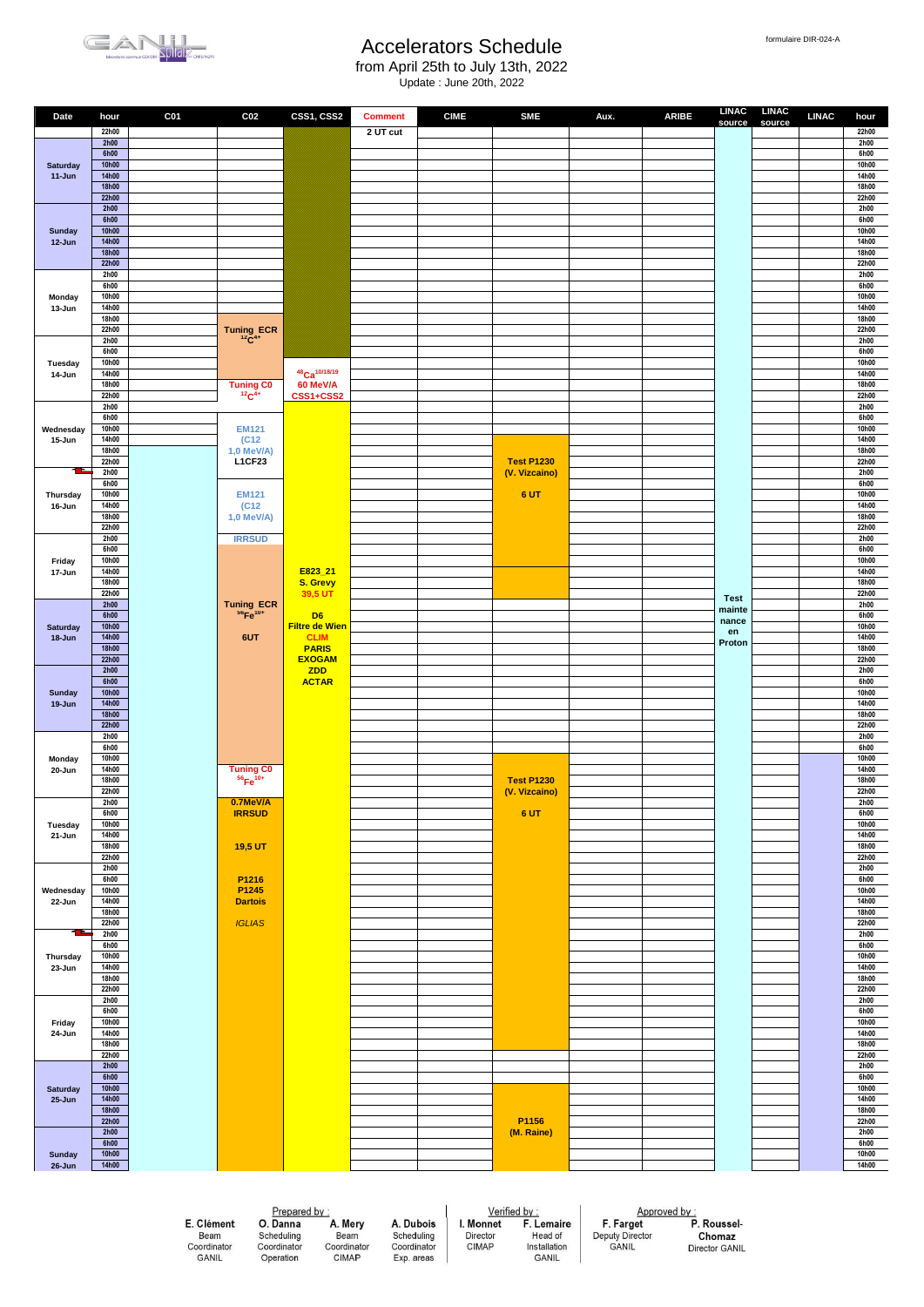formulaire DIR-024-A

# Accelerators Schedule

from April 25th to July 13th, 2022

Update : June 20th, 2022

| Date | hour | C01 | C02 | CSS1, CSS2 | Comment | CIME | SME | Aux. | ARIBE | LINAC source | LINAC source | LINAC | hour |
|---|---|---|---|---|---|---|---|---|---|---|---|---|---|
| | 22h00 | | | | 2 UT cut | | | | | | | | 22h00 |
| Saturday 11-Jun | 2h00 … 22h00 | | | | | | | | | | | | 2h00 … 22h00 |
| Sunday 12-Jun | 2h00 … 22h00 | | | | | | | | | | | | 2h00 … 22h00 |
| Monday 13-Jun | 22h00 | | Tuning ECR $^{12}C^{4+}$ | | | | | | | | | | 22h00 |
| Tuesday 14-Jun | 14h00–22h00 | | Tuning C0 $^{12}C^{4+}$ | $^{48}Ca^{10/18/19}$ 60 MeV/A CSS1+CSS2 | | | | | | | | | 14h00–22h00 |
| Wednesday 15-Jun | 10h00–22h00 | | EM121 (C12 1,0 MeV/A) L1CF23 | E823_21 S. Grevy 39,5 UT | | | Test P1230 (V. Vizcaino) 6 UT | | | Test maintenance en Proton | | | 10h00–22h00 |
| Thursday 16-Jun | | | EM121 (C12 1,0 MeV/A) | | | | | | | | | | |
| Friday 17-Jun | 2h00 | | IRRSUD | | | | | | | | | | 2h00 |
| Saturday 18-Jun | | | Tuning ECR $^{56}Fe^{10+}$ 6UT | D6 Filtre de Wien CLIM PARIS EXOGAM ZDD ACTAR | | | | | | | | | |
| Sunday 19-Jun | | | | | | | | | | | | | |
| Monday 20-Jun | 14h00–18h00 | | Tuning C0 $^{56}Fe^{10+}$ | | | | Test P1230 (V. Vizcaino) 6 UT | | | | | | 14h00–18h00 |
| Tuesday 21-Jun | | | 0.7MeV/A IRRSUD 19,5 UT | | | | | | | | | | |
| Wednesday 22-Jun | | | P1216 P1245 Dartois *IGLIAS* | | | | | | | | | | |
| Thursday 23-Jun | | | | | | | | | | | | | |
| Friday 24-Jun | | | | | | | | | | | | | |
| Saturday 25-Jun | 22h00 | | | | | | P1156 (M. Raine) | | | | | | 22h00 |
| Sunday 26-Jun | 2h00–14h00 | | | | | | | | | | | | 2h00–14h00 |

Prepared by :

| E. Clément | O. Danna | A. Mery | A. Dubois |
|---|---|---|---|
| Beam Coordinator GANIL | Scheduling Coordinator Operation | Beam Coordinator CIMAP | Scheduling Coordinator Exp. areas |

Verified by :

| I. Monnet | F. Lemaire |
|---|---|
| Director CIMAP | Head of Installation GANIL |

Approved by :

| F. Farget | P. Roussel-Chomaz |
|---|---|
| Deputy Director GANIL | Director GANIL |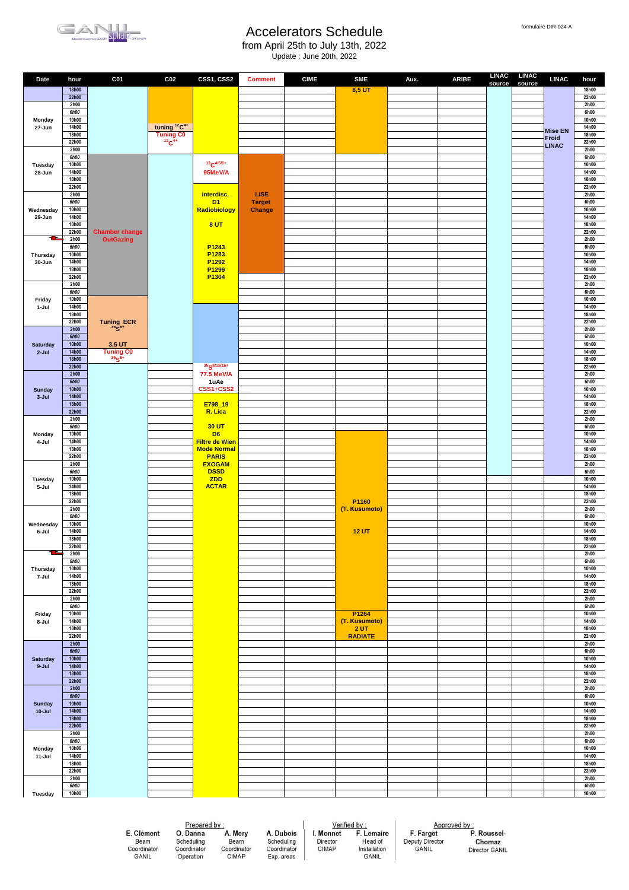formulaire DIR-024-A

# Accelerators Schedule

from April 25th to July 13th, 2022

Update : June 20th, 2022

| Date | hour | C01 | C02 | CSS1, CSS2 | Comment | CIME | SME | Aux. | ARIBE | LINAC source | LINAC source | LINAC | hour |
|---|---|---|---|---|---|---|---|---|---|---|---|---|---|
| | 18h00 | | | | | | 8,5 UT | | | | | | 18h00 |
| | 22h00 | | | | | | | | | | | | 22h00 |
| Monday 27-Jun | 2h00 | | | | | | | | | | | | 2h00 |
| | 6h00 | | | | | | | | | | | | 6h00 |
| | 10h00 | | | | | | | | | | | | 10h00 |
| | 14h00 | | tuning $^{12}C^{4+}$ | | | | | | | | | Mise EN Froid LINAC | 14h00 |
| | 18h00 | | Tuning C0 $^{12}C^{4+}$ | | | | | | | | | | 18h00 |
| | 22h00 | | | | | | | | | | | | 22h00 |
| Tuesday 28-Jun | 2h00 | | | | | | | | | | | | 2h00 |
| | 6h00 | | | | | | | | | | | | 6h00 |
| | 10h00 | | | $^{12}C^{4/5/6+}$ 95MeV/A | | | | | | | | | 10h00 |
| | 14h00 | | | | | | | | | | | | 14h00 |
| | 18h00 | | | | | | | | | | | | 18h00 |
| | 22h00 | | | | | | | | | | | | 22h00 |
| Wednesday 29-Jun | 2h00 | | | interdisc. D1 Radiobiology | LISE Target Change | | | | | | | | 2h00 |
| | 6h00 | | | | | | | | | | | | 6h00 |
| | 10h00 | | | | | | | | | | | | 10h00 |
| | 14h00 | | | 8 UT | | | | | | | | | 14h00 |
| | 18h00 | | | | | | | | | | | | 18h00 |
| | 22h00 | Chamber change OutGazing | | | | | | | | | | | 22h00 |
| Thursday 30-Jun | 2h00 | | | | | | | | | | | | 2h00 |
| | 6h00 | | | P1243 | | | | | | | | | 6h00 |
| | 10h00 | | | P1283 | | | | | | | | | 10h00 |
| | 14h00 | | | P1292 | | | | | | | | | 14h00 |
| | 18h00 | | | P1299 | | | | | | | | | 18h00 |
| | 22h00 | | | P1304 | | | | | | | | | 22h00 |
| Friday 1-Jul | 2h00 | | | | | | | | | | | | 2h00 |
| | 6h00 | | | | | | | | | | | | 6h00 |
| | 10h00 | | | | | | | | | | | | 10h00 |
| | 14h00 | | | | | | | | | | | | 14h00 |
| | 18h00 | | | | | | | | | | | | 18h00 |
| | 22h00 | Tuning ECR $^{36}S^{8+}$ | | | | | | | | | | | 22h00 |
| Saturday 2-Jul | 2h00 | | | | | | | | | | | | 2h00 |
| | 6h00 | | | | | | | | | | | | 6h00 |
| | 10h00 | 3,5 UT | | | | | | | | | | | 10h00 |
| | 14h00 | Tuning C0 $^{36}S^{8+}$ | | | | | | | | | | | 14h00 |
| | 18h00 | | | | | | | | | | | | 18h00 |
| | 22h00 | | | $^{36}S^{8/15/16+}$ | | | | | | | | | 22h00 |
| Sunday 3-Jul | 2h00 | | | 77.5 MeV/A | | | | | | | | | 2h00 |
| | 6h00 | | | 1uAe | | | | | | | | | 6h00 |
| | 10h00 | | | CSS1+CSS2 | | | | | | | | | 10h00 |
| | 14h00 | | | | | | | | | | | | 14h00 |
| | 18h00 | | | E798_19 | | | | | | | | | 18h00 |
| | 22h00 | | | R. Lica | | | | | | | | | 22h00 |
| Monday 4-Jul | 2h00 | | | | | | | | | | | | 2h00 |
| | 6h00 | | | 30 UT | | | | | | | | | 6h00 |
| | 10h00 | | | D6 | | | | | | | | | 10h00 |
| | 14h00 | | | Filtre de Wien | | | | | | | | | 14h00 |
| | 18h00 | | | Mode Normal | | | | | | | | | 18h00 |
| | 22h00 | | | PARIS | | | | | | | | | 22h00 |
| Tuesday 5-Jul | 2h00 | | | EXOGAM | | | | | | | | | 2h00 |
| | 6h00 | | | DSSD | | | | | | | | | 6h00 |
| | 10h00 | | | ZDD | | | | | | | | | 10h00 |
| | 14h00 | | | ACTAR | | | | | | | | | 14h00 |
| | 18h00 | | | | | | | | | | | | 18h00 |
| | 22h00 | | | | | | P1160 | | | | | | 22h00 |
| Wednesday 6-Jul | 2h00 | | | | | | (T. Kusumoto) | | | | | | 2h00 |
| | 6h00 | | | | | | | | | | | | 6h00 |
| | 10h00 | | | | | | | | | | | | 10h00 |
| | 14h00 | | | | | | 12 UT | | | | | | 14h00 |
| | 18h00 | | | | | | | | | | | | 18h00 |
| | 22h00 | | | | | | | | | | | | 22h00 |
| Thursday 7-Jul | 2h00 | | | | | | | | | | | | 2h00 |
| | 6h00 | | | | | | | | | | | | 6h00 |
| | 10h00 | | | | | | | | | | | | 10h00 |
| | 14h00 | | | | | | | | | | | | 14h00 |
| | 18h00 | | | | | | | | | | | | 18h00 |
| | 22h00 | | | | | | | | | | | | 22h00 |
| Friday 8-Jul | 2h00 | | | | | | | | | | | | 2h00 |
| | 6h00 | | | | | | | | | | | | 6h00 |
| | 10h00 | | | | | | P1264 | | | | | | 10h00 |
| | 14h00 | | | | | | (T. Kusumoto) | | | | | | 14h00 |
| | 18h00 | | | | | | 2 UT | | | | | | 18h00 |
| | 22h00 | | | | | | RADIATE | | | | | | 22h00 |
| Saturday 9-Jul | 2h00 | | | | | | | | | | | | 2h00 |
| | 6h00 | | | | | | | | | | | | 6h00 |
| | 10h00 | | | | | | | | | | | | 10h00 |
| | 14h00 | | | | | | | | | | | | 14h00 |
| | 18h00 | | | | | | | | | | | | 18h00 |
| | 22h00 | | | | | | | | | | | | 22h00 |
| Sunday 10-Jul | 2h00 | | | | | | | | | | | | 2h00 |
| | 6h00 | | | | | | | | | | | | 6h00 |
| | 10h00 | | | | | | | | | | | | 10h00 |
| | 14h00 | | | | | | | | | | | | 14h00 |
| | 18h00 | | | | | | | | | | | | 18h00 |
| | 22h00 | | | | | | | | | | | | 22h00 |
| Monday 11-Jul | 2h00 | | | | | | | | | | | | 2h00 |
| | 6h00 | | | | | | | | | | | | 6h00 |
| | 10h00 | | | | | | | | | | | | 10h00 |
| | 14h00 | | | | | | | | | | | | 14h00 |
| | 18h00 | | | | | | | | | | | | 18h00 |
| | 22h00 | | | | | | | | | | | | 22h00 |
| Tuesday | 2h00 | | | | | | | | | | | | 2h00 |
| | 6h00 | | | | | | | | | | | | 6h00 |
| | 10h00 | | | | | | | | | | | | 10h00 |

**Prepared by :**

| E. Clément | O. Danna | A. Mery | A. Dubois |
|---|---|---|---|
| Beam Coordinator GANIL | Scheduling Coordinator Operation | Beam Coordinator CIMAP | Scheduling Coordinator Exp. areas |

**Verified by :**

| I. Monnet | F. Lemaire |
|---|---|
| Director CIMAP | Head of Installation GANIL |

**Approved by :**

| F. Farget | P. Roussel-Chomaz |
|---|---|
| Deputy Director GANIL | Director GANIL |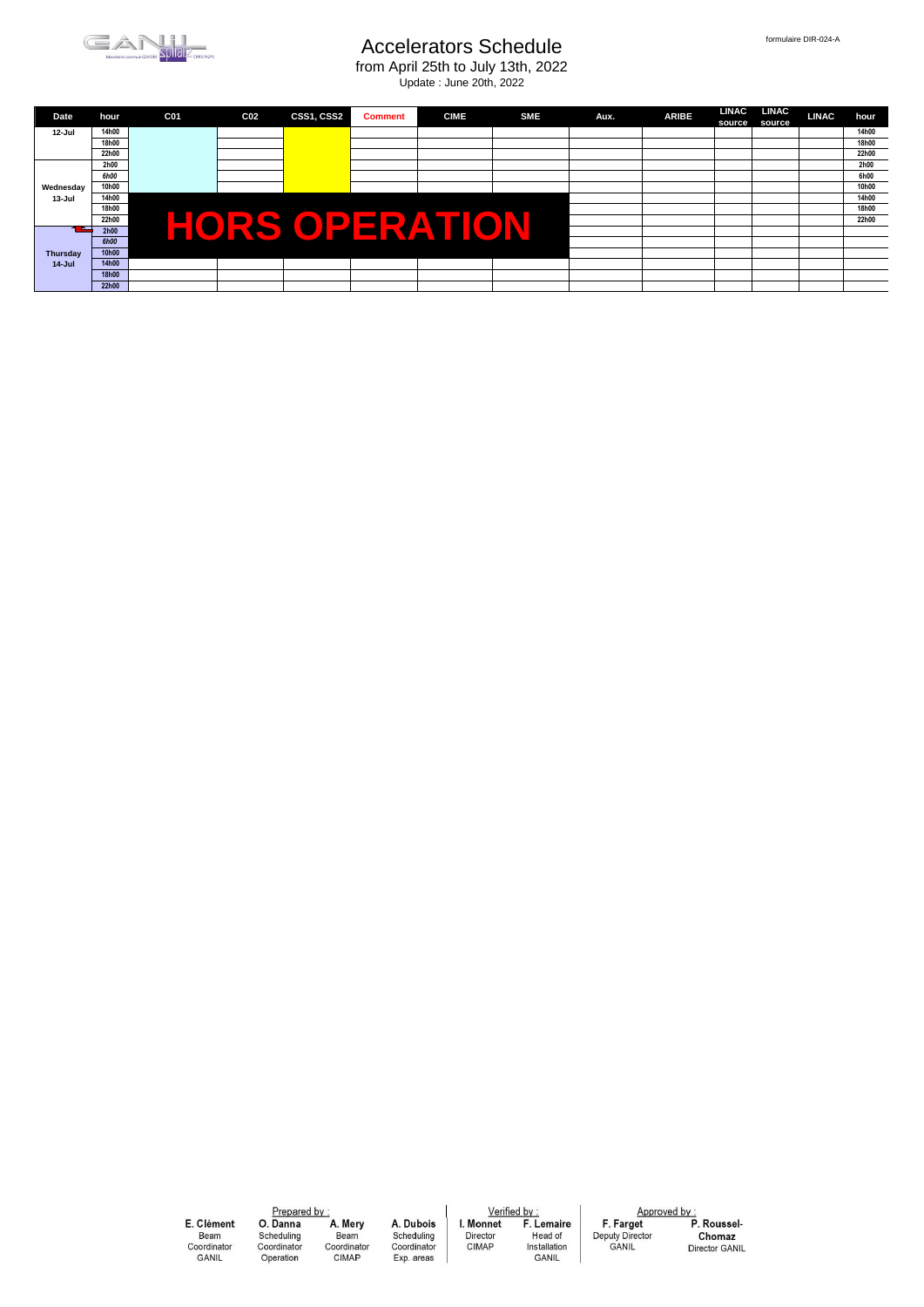formulaire DIR-024-A

# Accelerators Schedule

from April 25th to July 13th, 2022

Update : June 20th, 2022

| Date | hour | C01 | C02 | CSS1, CSS2 | Comment | CIME | SME | Aux. | ARIBE | LINAC source | LINAC source | LINAC | hour |
|---|---|---|---|---|---|---|---|---|---|---|---|---|---|
| 12-Jul | 14h00 | | | | | | | | | | | | 14h00 |
| | 18h00 | | | | | | | | | | | | 18h00 |
| | 22h00 | | | | | | | | | | | | 22h00 |
| Wednesday 13-Jul | 2h00 | | | | | | | | | | | | 2h00 |
| | 6h00 | | | | | | | | | | | | 6h00 |
| | 10h00 | | | | | | | | | | | | 10h00 |
| | 14h00 | HORS OPERATION | | | | | | | | | | | 14h00 |
| | 18h00 | | | | | | | | | | | | 18h00 |
| | 22h00 | | | | | | | | | | | | 22h00 |
| Thursday 14-Jul | 2h00 | | | | | | | | | | | | |
| | 6h00 | | | | | | | | | | | | |
| | 10h00 | | | | | | | | | | | | |
| | 14h00 | | | | | | | | | | | | |
| | 18h00 | | | | | | | | | | | | |
| | 22h00 | | | | | | | | | | | | |

| Prepared by : | | | | Verified by : | | Approved by : | |
|---|---|---|---|---|---|---|---|
| **E. Clément** | **O. Danna** | **A. Mery** | **A. Dubois** | **I. Monnet** | **F. Lemaire** | **F. Farget** | **P. Roussel-Chomaz** |
| Beam Coordinator GANIL | Scheduling Coordinator Operation | Beam Coordinator CIMAP | Scheduling Coordinator Exp. areas | Director CIMAP | Head of Installation GANIL | Deputy Director GANIL | Director GANIL |